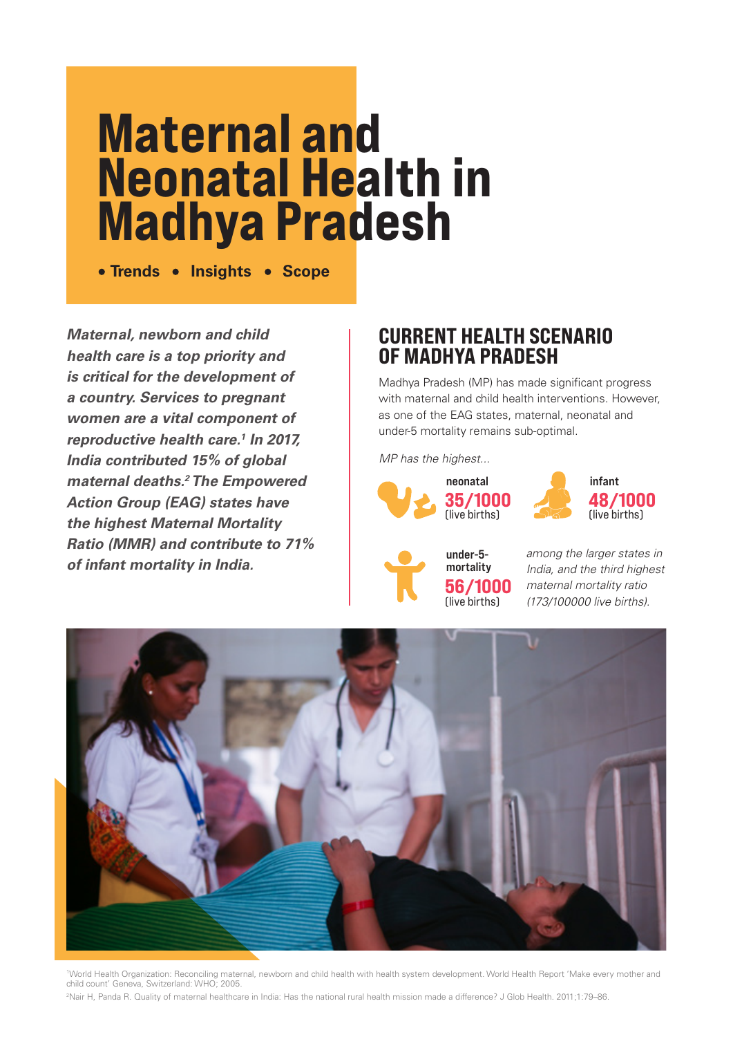# Maternal and Neonatal Health in Madhya Pradesh

**• Trends • Insights • Scope**

***Maternal, newborn and child health care is a top priority and is critical for the development of a country. Services to pregnant women are a vital component of reproductive health care.[1] In 2017, India contributed 15% of global maternal deaths.[2] The Empowered Action Group (EAG) states have the highest Maternal Mortality Ratio (MMR) and contribute to 71% of infant mortality in India.***

## CURRENT HEALTH SCENARIO OF MADHYA PRADESH

Madhya Pradesh (MP) has made significant progress with maternal and child health interventions. However, as one of the EAG states, maternal, neonatal and under-5 mortality remains sub-optimal.

*MP has the highest...*

**neonatal**
**35/1000**
(live births)

**infant**
**48/1000**
(live births)

**under-5-mortality**
**56/1000**
(live births)

*among the larger states in India, and the third highest maternal mortality ratio (173/100000 live births).*

[1]World Health Organization: Reconciling maternal, newborn and child health with health system development. World Health Report 'Make every mother and child count' Geneva, Switzerland: WHO; 2005.

[2]Nair H, Panda R. Quality of maternal healthcare in India: Has the national rural health mission made a difference? J Glob Health. 2011;1:79–86.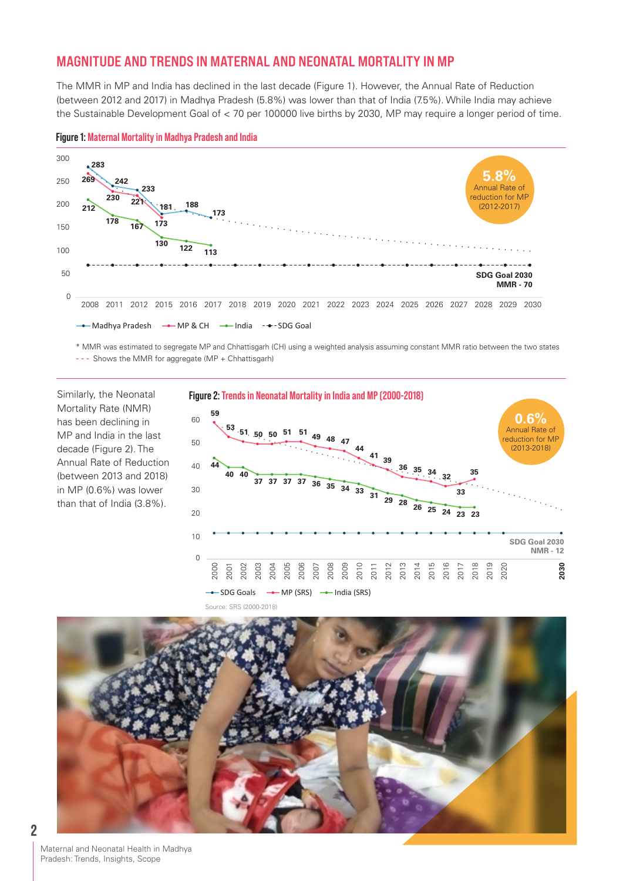## MAGNITUDE AND TRENDS IN MATERNAL AND NEONATAL MORTALITY IN MP

The MMR in MP and India has declined in the last decade (Figure 1). However, the Annual Rate of Reduction (between 2012 and 2017) in Madhya Pradesh (5.8%) was lower than that of India (7.5%). While India may achieve the Sustainable Development Goal of < 70 per 100000 live births by 2030, MP may require a longer period of time.

**Figure 1: Maternal Mortality in Madhya Pradesh and India**

5.8% Annual Rate of reduction for MP (2012-2017)

SDG Goal 2030 MMR - 70

Madhya Pradesh | MP & CH | India | SDG Goal

\* MMR was estimated to segregate MP and Chhattisgarh (CH) using a weighted analysis assuming constant MMR ratio between the two states

- - - Shows the MMR for aggregate (MP + Chhattisgarh)

Similarly, the Neonatal Mortality Rate (NMR) has been declining in MP and India in the last decade (Figure 2). The Annual Rate of Reduction (between 2013 and 2018) in MP (0.6%) was lower than that of India (3.8%).

**Figure 2: Trends in Neonatal Mortality in India and MP (2000-2018)**

0.6% Annual Rate of reduction for MP (2013-2018)

SDG Goal 2030 NMR - 12

SDG Goals | MP (SRS) | India (SRS)

Source: SRS (2000-2018)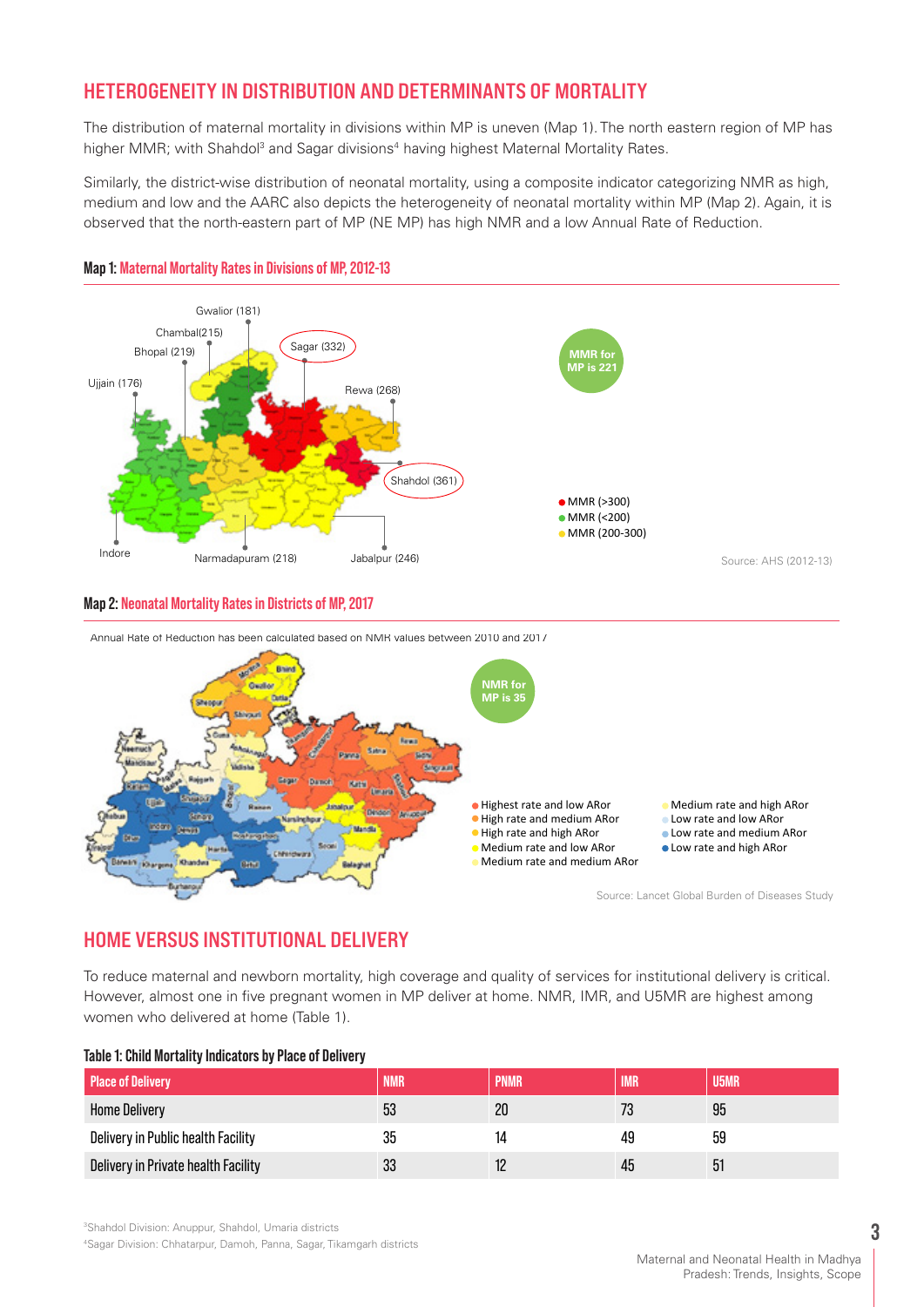## HETEROGENEITY IN DISTRIBUTION AND DETERMINANTS OF MORTALITY

The distribution of maternal mortality in divisions within MP is uneven (Map 1). The north eastern region of MP has higher MMR; with Shahdol[3] and Sagar divisions[4] having highest Maternal Mortality Rates.

Similarly, the district-wise distribution of neonatal mortality, using a composite indicator categorizing NMR as high, medium and low and the AARC also depicts the heterogeneity of neonatal mortality within MP (Map 2). Again, it is observed that the north-eastern part of MP (NE MP) has high NMR and a low Annual Rate of Reduction.

**Map 1: Maternal Mortality Rates in Divisions of MP, 2012-13**

Gwalior (181), Chambal(215), Bhopal (219), Ujjain (176), Sagar (332), Rewa (268), Shahdol (361), Indore, Narmadapuram (218), Jabalpur (246)

MMR for MP is 221

- MMR (>300)
- MMR (<200)
- MMR (200-300)

Source: AHS (2012-13)

**Map 2: Neonatal Mortality Rates in Districts of MP, 2017**

Annual Rate of Reduction has been calculated based on NMR values between 2010 and 2017

NMR for MP is 35

- Highest rate and low ARor
- High rate and medium ARor
- High rate and high ARor
- Medium rate and low ARor
- Medium rate and medium ARor
- Medium rate and high ARor
- Low rate and low ARor
- Low rate and medium ARor
- Low rate and high ARor

Source: Lancet Global Burden of Diseases Study

## HOME VERSUS INSTITUTIONAL DELIVERY

To reduce maternal and newborn mortality, high coverage and quality of services for institutional delivery is critical. However, almost one in five pregnant women in MP deliver at home. NMR, IMR, and U5MR are highest among women who delivered at home (Table 1).

**Table 1: Child Mortality Indicators by Place of Delivery**

| Place of Delivery | NMR | PNMR | IMR | U5MR |
|---|---|---|---|---|
| Home Delivery | 53 | 20 | 73 | 95 |
| Delivery in Public health Facility | 35 | 14 | 49 | 59 |
| Delivery in Private health Facility | 33 | 12 | 45 | 51 |

[3]Shahdol Division: Anuppur, Shahdol, Umaria districts
[4]Sagar Division: Chhatarpur, Damoh, Panna, Sagar, Tikamgarh districts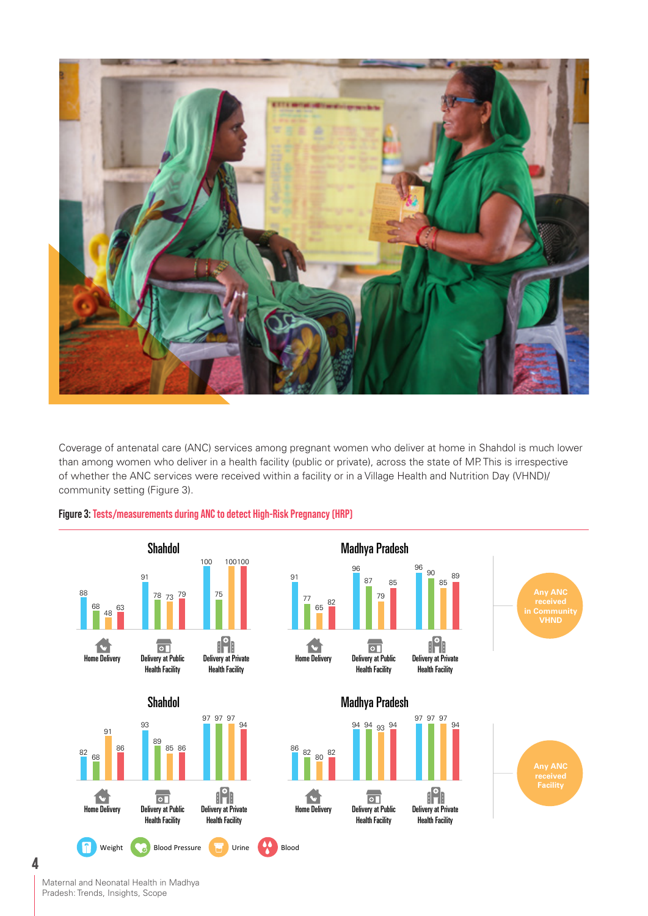Coverage of antenatal care (ANC) services among pregnant women who deliver at home in Shahdol is much lower than among women who deliver in a health facility (public or private), across the state of MP. This is irrespective of whether the ANC services were received within a facility or in a Village Health and Nutrition Day (VHND)/community setting (Figure 3).

**Figure 3:** Tests/measurements during ANC to detect High-Risk Pregnancy (HRP)

**Any ANC received in Community VHND**

| Region | Place of delivery | Weight | Blood Pressure | Urine | Blood |
|---|---|---|---|---|---|
| Shahdol | Home Delivery | 88 | 68 | 48 | 63 |
| Shahdol | Delivery at Public Health Facility | 91 | 78 | 73 | 79 |
| Shahdol | Delivery at Private Health Facility | 100 | 75 | 100 | 100 |
| Madhya Pradesh | Home Delivery | 91 | 77 | 65 | 82 |
| Madhya Pradesh | Delivery at Public Health Facility | 96 | 87 | 79 | 85 |
| Madhya Pradesh | Delivery at Private Health Facility | 96 | 90 | 85 | 89 |

**Any ANC received Facility**

| Region | Place of delivery | Weight | Blood Pressure | Urine | Blood |
|---|---|---|---|---|---|
| Shahdol | Home Delivery | 82 | 68 | 91 | 86 |
| Shahdol | Delivery at Public Health Facility | 93 | 89 | 85 | 86 |
| Shahdol | Delivery at Private Health Facility | 97 | 97 | 97 | 94 |
| Madhya Pradesh | Home Delivery | 86 | 82 | 80 | 82 |
| Madhya Pradesh | Delivery at Public Health Facility | 94 | 94 | 93 | 94 |
| Madhya Pradesh | Delivery at Private Health Facility | 97 | 97 | 97 | 94 |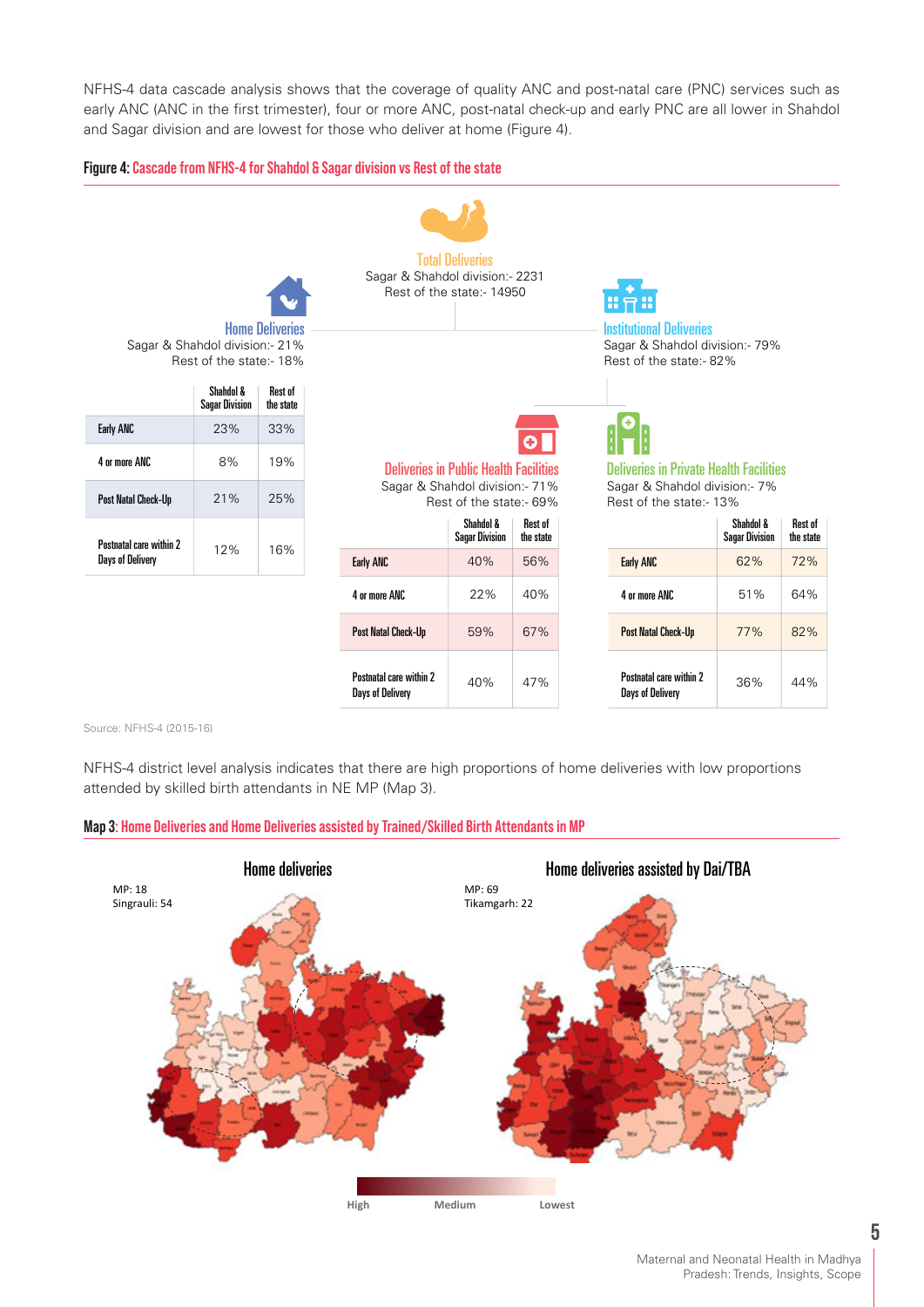NFHS-4 data cascade analysis shows that the coverage of quality ANC and post-natal care (PNC) services such as early ANC (ANC in the first trimester), four or more ANC, post-natal check-up and early PNC are all lower in Shahdol and Sagar division and are lowest for those who deliver at home (Figure 4).

**Figure 4:** Cascade from NFHS-4 for Shahdol & Sagar division vs Rest of the state

**Total Deliveries**
Sagar & Shahdol division:- 2231
Rest of the state:- 14950

**Home Deliveries**
Sagar & Shahdol division:- 21%
Rest of the state:- 18%

| | Shahdol & Sagar Division | Rest of the state |
|---|---|---|
| Early ANC | 23% | 33% |
| 4 or more ANC | 8% | 19% |
| Post Natal Check-Up | 21% | 25% |
| Postnatal care within 2 Days of Delivery | 12% | 16% |

**Institutional Deliveries**
Sagar & Shahdol division:- 79%
Rest of the state:- 82%

**Deliveries in Public Health Facilities**
Sagar & Shahdol division:- 71%
Rest of the state:- 69%

| | Shahdol & Sagar Division | Rest of the state |
|---|---|---|
| Early ANC | 40% | 56% |
| 4 or more ANC | 22% | 40% |
| Post Natal Check-Up | 59% | 67% |
| Postnatal care within 2 Days of Delivery | 40% | 47% |

**Deliveries in Private Health Facilities**
Sagar & Shahdol division:- 7%
Rest of the state:- 13%

| | Shahdol & Sagar Division | Rest of the state |
|---|---|---|
| Early ANC | 62% | 72% |
| 4 or more ANC | 51% | 64% |
| Post Natal Check-Up | 77% | 82% |
| Postnatal care within 2 Days of Delivery | 36% | 44% |

Source: NFHS-4 (2015-16)

NFHS-4 district level analysis indicates that there are high proportions of home deliveries with low proportions attended by skilled birth attendants in NE MP (Map 3).

**Map 3:** Home Deliveries and Home Deliveries assisted by Trained/Skilled Birth Attendants in MP

Home deliveries
MP: 18
Singrauli: 54

Home deliveries assisted by Dai/TBA
MP: 69
Tikamgarh: 22

High — Medium — Lowest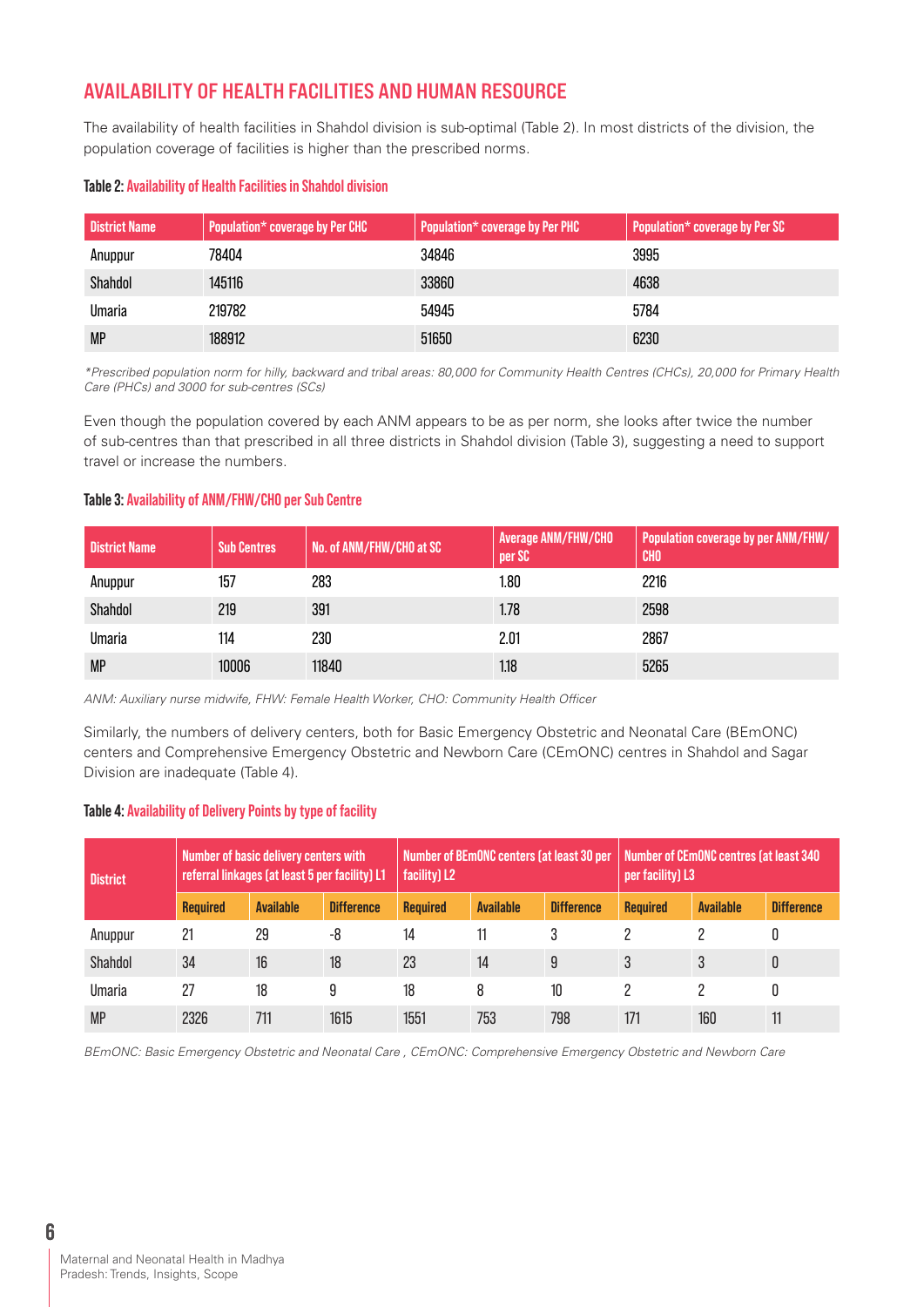## AVAILABILITY OF HEALTH FACILITIES AND HUMAN RESOURCE

The availability of health facilities in Shahdol division is sub-optimal (Table 2). In most districts of the division, the population coverage of facilities is higher than the prescribed norms.

**Table 2: Availability of Health Facilities in Shahdol division**

| District Name | Population* coverage by Per CHC | Population* coverage by Per PHC | Population* coverage by Per SC |
|---|---|---|---|
| Anuppur | 78404 | 34846 | 3995 |
| Shahdol | 145116 | 33860 | 4638 |
| Umaria | 219782 | 54945 | 5784 |
| MP | 188912 | 51650 | 6230 |

*\*Prescribed population norm for hilly, backward and tribal areas: 80,000 for Community Health Centres (CHCs), 20,000 for Primary Health Care (PHCs) and 3000 for sub-centres (SCs)*

Even though the population covered by each ANM appears to be as per norm, she looks after twice the number of sub-centres than that prescribed in all three districts in Shahdol division (Table 3), suggesting a need to support travel or increase the numbers.

**Table 3: Availability of ANM/FHW/CHO per Sub Centre**

| District Name | Sub Centres | No. of ANM/FHW/CHO at SC | Average ANM/FHW/CHO per SC | Population coverage by per ANM/FHW/CHO |
|---|---|---|---|---|
| Anuppur | 157 | 283 | 1.80 | 2216 |
| Shahdol | 219 | 391 | 1.78 | 2598 |
| Umaria | 114 | 230 | 2.01 | 2867 |
| MP | 10006 | 11840 | 1.18 | 5265 |

*ANM: Auxiliary nurse midwife, FHW: Female Health Worker, CHO: Community Health Officer*

Similarly, the numbers of delivery centers, both for Basic Emergency Obstetric and Neonatal Care (BEmONC) centers and Comprehensive Emergency Obstetric and Newborn Care (CEmONC) centres in Shahdol and Sagar Division are inadequate (Table 4).

**Table 4: Availability of Delivery Points by type of facility**

| District | Number of basic delivery centers with referral linkages (at least 5 per facility) L1 | | | Number of BEmONC centers (at least 30 per facility) L2 | | | Number of CEmONC centres (at least 340 per facility) L3 | | |
|---|---|---|---|---|---|---|---|---|---|
| | Required | Available | Difference | Required | Available | Difference | Required | Available | Difference |
| Anuppur | 21 | 29 | -8 | 14 | 11 | 3 | 2 | 2 | 0 |
| Shahdol | 34 | 16 | 18 | 23 | 14 | 9 | 3 | 3 | 0 |
| Umaria | 27 | 18 | 9 | 18 | 8 | 10 | 2 | 2 | 0 |
| MP | 2326 | 711 | 1615 | 1551 | 753 | 798 | 171 | 160 | 11 |

*BEmONC: Basic Emergency Obstetric and Neonatal Care , CEmONC: Comprehensive Emergency Obstetric and Newborn Care*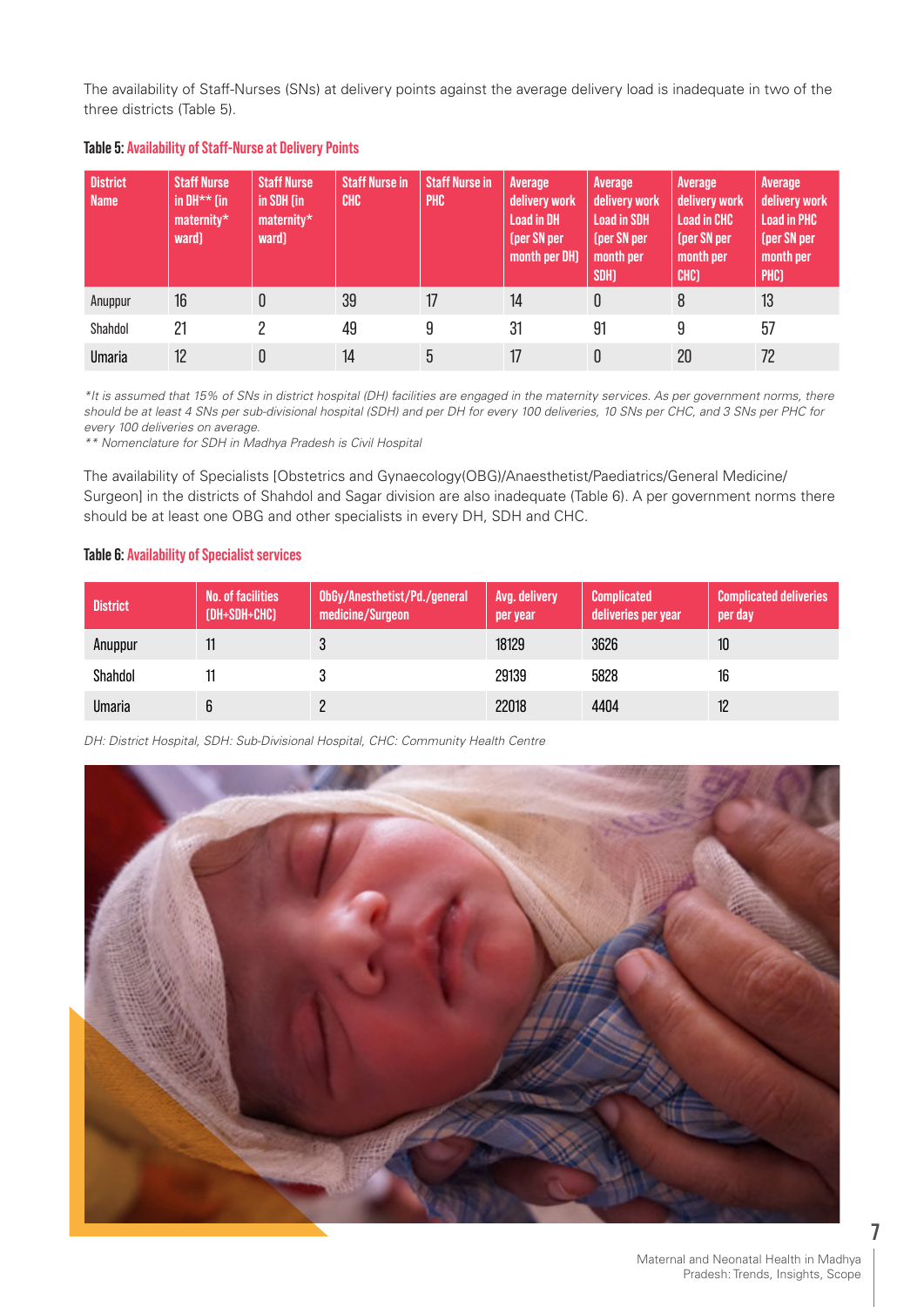The availability of Staff-Nurses (SNs) at delivery points against the average delivery load is inadequate in two of the three districts (Table 5).

**Table 5: Availability of Staff-Nurse at Delivery Points**

| District Name | Staff Nurse in DH** (in maternity* ward) | Staff Nurse in SDH (in maternity* ward) | Staff Nurse in CHC | Staff Nurse in PHC | Average delivery work Load in DH (per SN per month per DH) | Average delivery work Load in SDH (per SN per month per SDH) | Average delivery work Load in CHC (per SN per month per CHC) | Average delivery work Load in PHC (per SN per month per PHC) |
|---|---|---|---|---|---|---|---|---|
| Anuppur | 16 | 0 | 39 | 17 | 14 | 0 | 8 | 13 |
| Shahdol | 21 | 2 | 49 | 9 | 31 | 91 | 9 | 57 |
| Umaria | 12 | 0 | 14 | 5 | 17 | 0 | 20 | 72 |

*\*It is assumed that 15% of SNs in district hospital (DH) facilities are engaged in the maternity services. As per government norms, there should be at least 4 SNs per sub-divisional hospital (SDH) and per DH for every 100 deliveries, 10 SNs per CHC, and 3 SNs per PHC for every 100 deliveries on average.*

*\*\* Nomenclature for SDH in Madhya Pradesh is Civil Hospital*

The availability of Specialists [Obstetrics and Gynaecology(OBG)/Anaesthetist/Paediatrics/General Medicine/ Surgeon] in the districts of Shahdol and Sagar division are also inadequate (Table 6). A per government norms there should be at least one OBG and other specialists in every DH, SDH and CHC.

**Table 6: Availability of Specialist services**

| District | No. of facilities (DH+SDH+CHC) | ObGy/Anesthetist/Pd./general medicine/Surgeon | Avg. delivery per year | Complicated deliveries per year | Complicated deliveries per day |
|---|---|---|---|---|---|
| Anuppur | 11 | 3 | 18129 | 3626 | 10 |
| Shahdol | 11 | 3 | 29139 | 5828 | 16 |
| Umaria | 6 | 2 | 22018 | 4404 | 12 |

*DH: District Hospital, SDH: Sub-Divisional Hospital, CHC: Community Health Centre*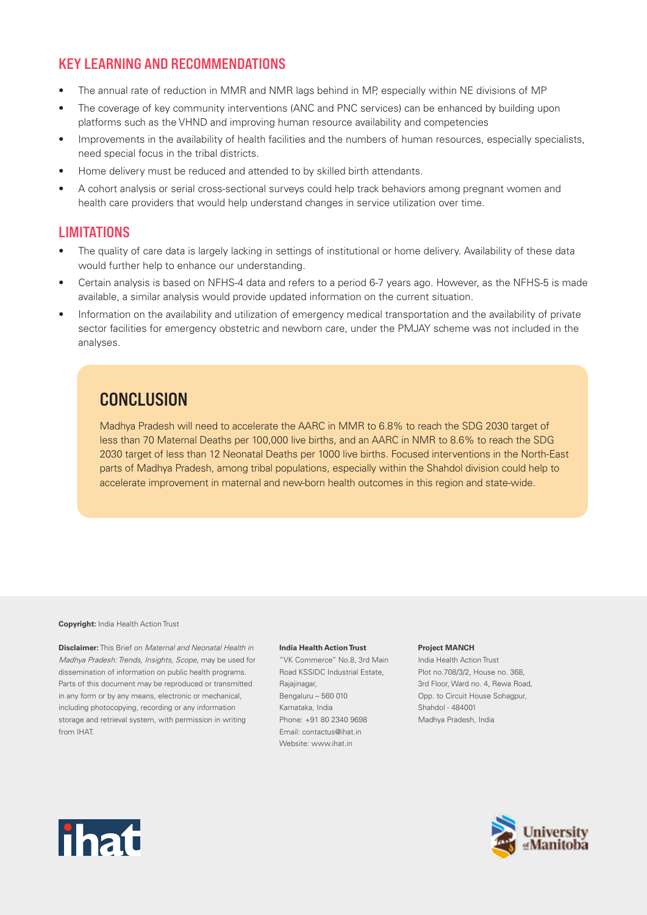## KEY LEARNING AND RECOMMENDATIONS

- The annual rate of reduction in MMR and NMR lags behind in MP, especially within NE divisions of MP
- The coverage of key community interventions (ANC and PNC services) can be enhanced by building upon platforms such as the VHND and improving human resource availability and competencies
- Improvements in the availability of health facilities and the numbers of human resources, especially specialists, need special focus in the tribal districts.
- Home delivery must be reduced and attended to by skilled birth attendants.
- A cohort analysis or serial cross-sectional surveys could help track behaviors among pregnant women and health care providers that would help understand changes in service utilization over time.

## LIMITATIONS

- The quality of care data is largely lacking in settings of institutional or home delivery. Availability of these data would further help to enhance our understanding.
- Certain analysis is based on NFHS-4 data and refers to a period 6-7 years ago. However, as the NFHS-5 is made available, a similar analysis would provide updated information on the current situation.
- Information on the availability and utilization of emergency medical transportation and the availability of private sector facilities for emergency obstetric and newborn care, under the PMJAY scheme was not included in the analyses.

## CONCLUSION

Madhya Pradesh will need to accelerate the AARC in MMR to 6.8% to reach the SDG 2030 target of less than 70 Maternal Deaths per 100,000 live births, and an AARC in NMR to 8.6% to reach the SDG 2030 target of less than 12 Neonatal Deaths per 1000 live births. Focused interventions in the North-East parts of Madhya Pradesh, among tribal populations, especially within the Shahdol division could help to accelerate improvement in maternal and new-born health outcomes in this region and state-wide.

**Copyright:** India Health Action Trust

**Disclaimer:** This Brief on *Maternal and Neonatal Health in Madhya Pradesh: Trends, Insights, Scope*, may be used for dissemination of information on public health programs. Parts of this document may be reproduced or transmitted in any form or by any means, electronic or mechanical, including photocopying, recording or any information storage and retrieval system, with permission in writing from IHAT.

**India Health Action Trust**
"VK Commerce" No.8, 3rd Main Road KSSIDC Industrial Estate,
Rajajinagar,
Bengaluru – 560 010
Karnataka, India
Phone: +91 80 2340 9698
Email: contactus@ihat.in
Website: www.ihat.in

**Project MANCH**
India Health Action Trust
Plot no.708/3/2, House no. 368,
3rd Floor, Ward no. 4, Rewa Road,
Opp. to Circuit House Sohagpur,
Shahdol - 484001
Madhya Pradesh, India

ihat

University of Manitoba